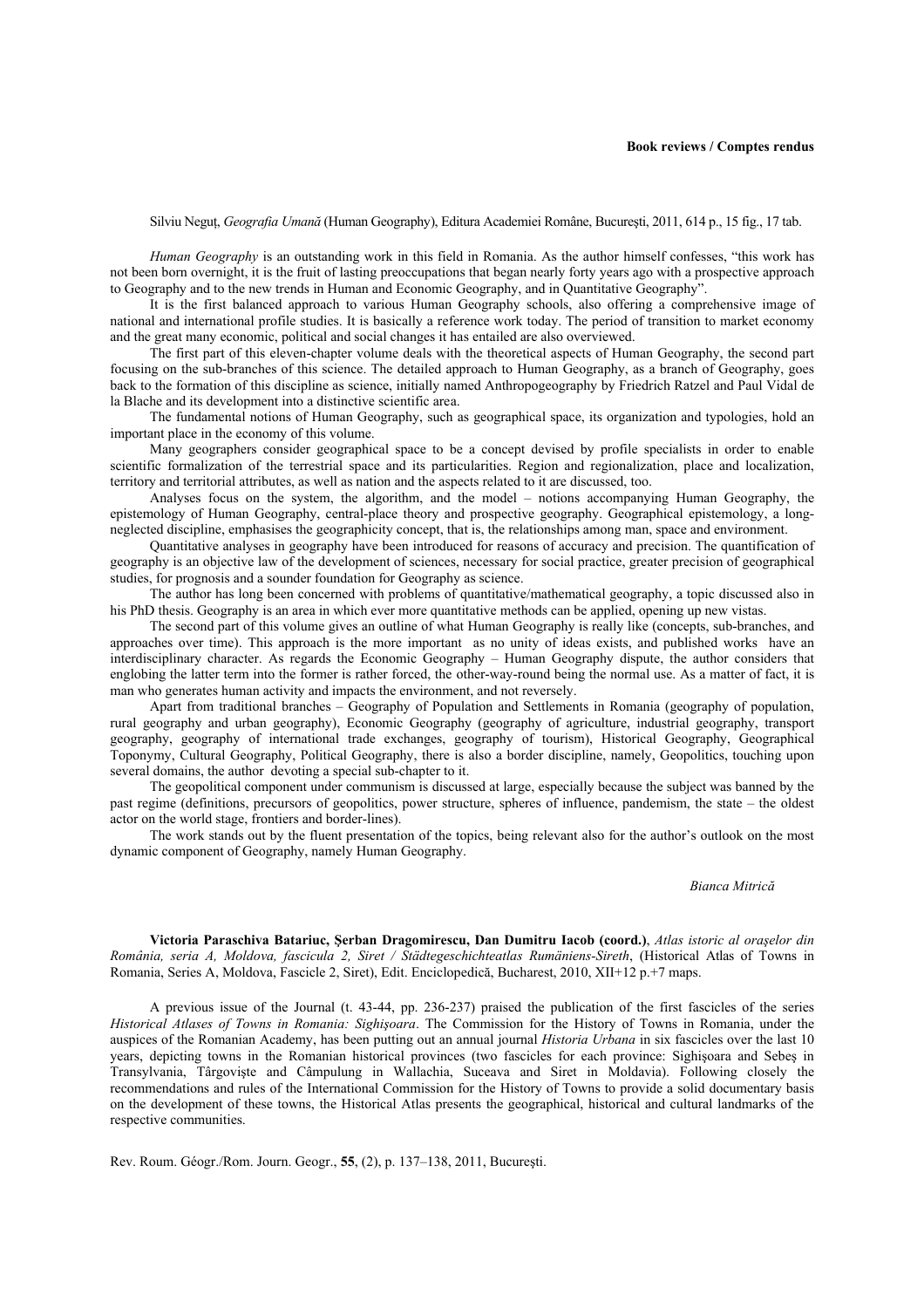**Book reviews / Comptes rendus**

Silviu Neguț, *Geografia Umană* (Human Geography), Editura Academiei Române, București, 2011, 614 p., 15 fig., 17 tab.

*Human Geography* is an outstanding work in this field in Romania. As the author himself confesses, "this work has not been born overnight, it is the fruit of lasting preoccupations that began nearly forty years ago with a prospective approach to Geography and to the new trends in Human and Economic Geography, and in Quantitative Geography".

It is the first balanced approach to various Human Geography schools, also offering a comprehensive image of national and international profile studies. It is basically a reference work today. The period of transition to market economy and the great many economic, political and social changes it has entailed are also overviewed.

The first part of this eleven-chapter volume deals with the theoretical aspects of Human Geography, the second part focusing on the sub-branches of this science. The detailed approach to Human Geography, as a branch of Geography, goes back to the formation of this discipline as science, initially named Anthropogeography by Friedrich Ratzel and Paul Vidal de la Blache and its development into a distinctive scientific area.

The fundamental notions of Human Geography, such as geographical space, its organization and typologies, hold an important place in the economy of this volume.

Many geographers consider geographical space to be a concept devised by profile specialists in order to enable scientific formalization of the terrestrial space and its particularities. Region and regionalization, place and localization, territory and territorial attributes, as well as nation and the aspects related to it are discussed, too.

Analyses focus on the system, the algorithm, and the model – notions accompanying Human Geography, the epistemology of Human Geography, central-place theory and prospective geography. Geographical epistemology, a long-neglected discipline, emphasises the geographicity concept, that is, the relationships among man, space and environment.

Quantitative analyses in geography have been introduced for reasons of accuracy and precision. The quantification of geography is an objective law of the development of sciences, necessary for social practice, greater precision of geographical studies, for prognosis and a sounder foundation for Geography as science.

The author has long been concerned with problems of quantitative/mathematical geography, a topic discussed also in his PhD thesis. Geography is an area in which ever more quantitative methods can be applied, opening up new vistas.

The second part of this volume gives an outline of what Human Geography is really like (concepts, sub-branches, and approaches over time). This approach is the more important as no unity of ideas exists, and published works have an interdisciplinary character. As regards the Economic Geography – Human Geography dispute, the author considers that englobing the latter term into the former is rather forced, the other-way-round being the normal use. As a matter of fact, it is man who generates human activity and impacts the environment, and not reversely.

Apart from traditional branches – Geography of Population and Settlements in Romania (geography of population, rural geography and urban geography), Economic Geography (geography of agriculture, industrial geography, transport geography, geography of international trade exchanges, geography of tourism), Historical Geography, Geographical Toponymy, Cultural Geography, Political Geography, there is also a border discipline, namely, Geopolitics, touching upon several domains, the author devoting a special sub-chapter to it.

The geopolitical component under communism is discussed at large, especially because the subject was banned by the past regime (definitions, precursors of geopolitics, power structure, spheres of influence, pandemism, the state – the oldest actor on the world stage, frontiers and border-lines).

The work stands out by the fluent presentation of the topics, being relevant also for the author's outlook on the most dynamic component of Geography, namely Human Geography.

*Bianca Mitrică*

**Victoria Paraschiva Batariuc, Șerban Dragomirescu, Dan Dumitru Iacob (coord.)**, *Atlas istoric al orașelor din România, seria A, Moldova, fascicula 2, Siret / Städtegeschichteatlas Rumäniens-Sireth*, (Historical Atlas of Towns in Romania, Series A, Moldova, Fascicle 2, Siret), Edit. Enciclopedică, Bucharest, 2010, XII+12 p.+7 maps.

A previous issue of the Journal (t. 43-44, pp. 236-237) praised the publication of the first fascicles of the series *Historical Atlases of Towns in Romania: Sighişoara*. The Commission for the History of Towns in Romania, under the auspices of the Romanian Academy, has been putting out an annual journal *Historia Urbana* in six fascicles over the last 10 years, depicting towns in the Romanian historical provinces (two fascicles for each province: Sighişoara and Sebeş in Transylvania, Târgovişte and Câmpulung in Wallachia, Suceava and Siret in Moldavia). Following closely the recommendations and rules of the International Commission for the History of Towns to provide a solid documentary basis on the development of these towns, the Historical Atlas presents the geographical, historical and cultural landmarks of the respective communities.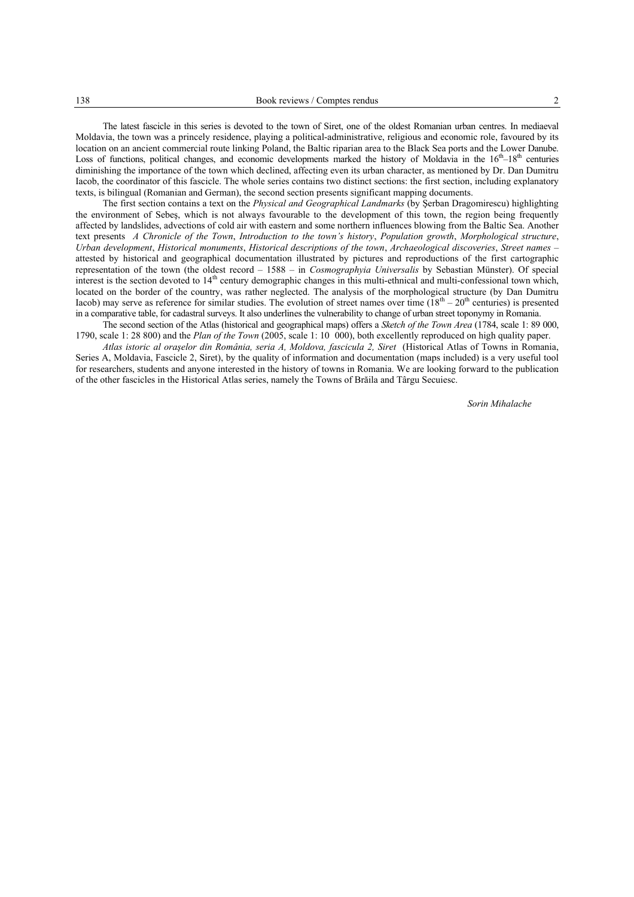The latest fascicle in this series is devoted to the town of Siret, one of the oldest Romanian urban centres. In mediaeval Moldavia, the town was a princely residence, playing a political-administrative, religious and economic role, favoured by its location on an ancient commercial route linking Poland, the Baltic riparian area to the Black Sea ports and the Lower Danube. Loss of functions, political changes, and economic developments marked the history of Moldavia in the $16^{th}$–$18^{th}$ centuries diminishing the importance of the town which declined, affecting even its urban character, as mentioned by Dr. Dan Dumitru Iacob, the coordinator of this fascicle. The whole series contains two distinct sections: the first section, including explanatory texts, is bilingual (Romanian and German), the second section presents significant mapping documents.

The first section contains a text on the *Physical and Geographical Landmarks* (by Şerban Dragomirescu) highlighting the environment of Sebeş, which is not always favourable to the development of this town, the region being frequently affected by landslides, advections of cold air with eastern and some northern influences blowing from the Baltic Sea. Another text presents *A Chronicle of the Town*, *Introduction to the town's history*, *Population growth*, *Morphological structure*, *Urban development*, *Historical monuments*, *Historical descriptions of the town*, *Archaeological discoveries*, *Street names* – attested by historical and geographical documentation illustrated by pictures and reproductions of the first cartographic representation of the town (the oldest record – 1588 – in *Cosmographyia Universalis* by Sebastian Münster). Of special interest is the section devoted to $14^{th}$ century demographic changes in this multi-ethnical and multi-confessional town which, located on the border of the country, was rather neglected. The analysis of the morphological structure (by Dan Dumitru Iacob) may serve as reference for similar studies. The evolution of street names over time ($18^{th}$ – $20^{th}$ centuries) is presented in a comparative table, for cadastral surveys. It also underlines the vulnerability to change of urban street toponymy in Romania.

The second section of the Atlas (historical and geographical maps) offers a *Sketch of the Town Area* (1784, scale 1: 89 000, 1790, scale 1: 28 800) and the *Plan of the Town* (2005, scale 1: 10 000), both excellently reproduced on high quality paper.

*Atlas istoric al oraşelor din România, seria A, Moldova, fascicula 2, Siret* (Historical Atlas of Towns in Romania, Series A, Moldavia, Fascicle 2, Siret), by the quality of information and documentation (maps included) is a very useful tool for researchers, students and anyone interested in the history of towns in Romania. We are looking forward to the publication of the other fascicles in the Historical Atlas series, namely the Towns of Brăila and Târgu Secuiesc.

*Sorin Mihalache*